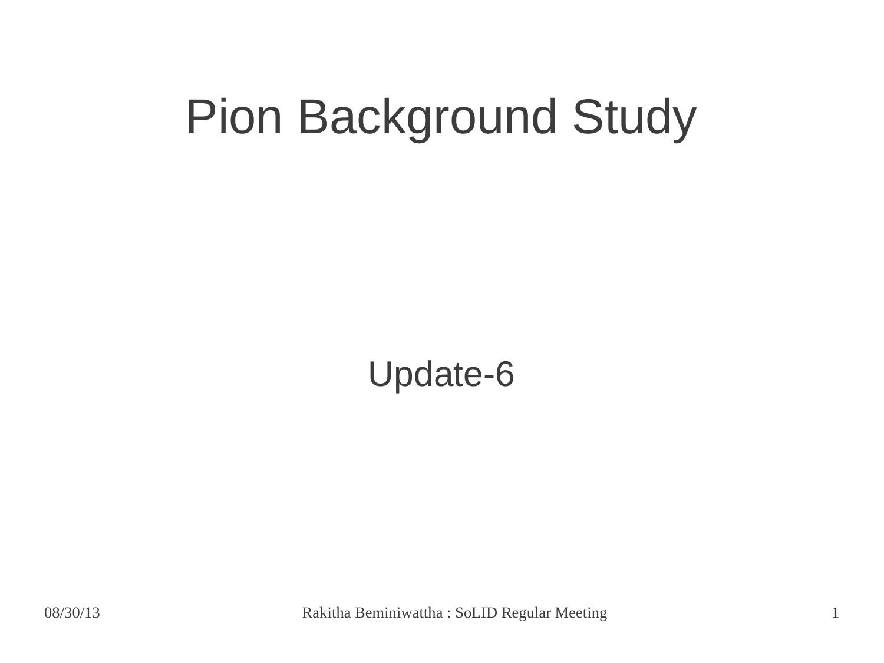# Pion Background Study

Update-6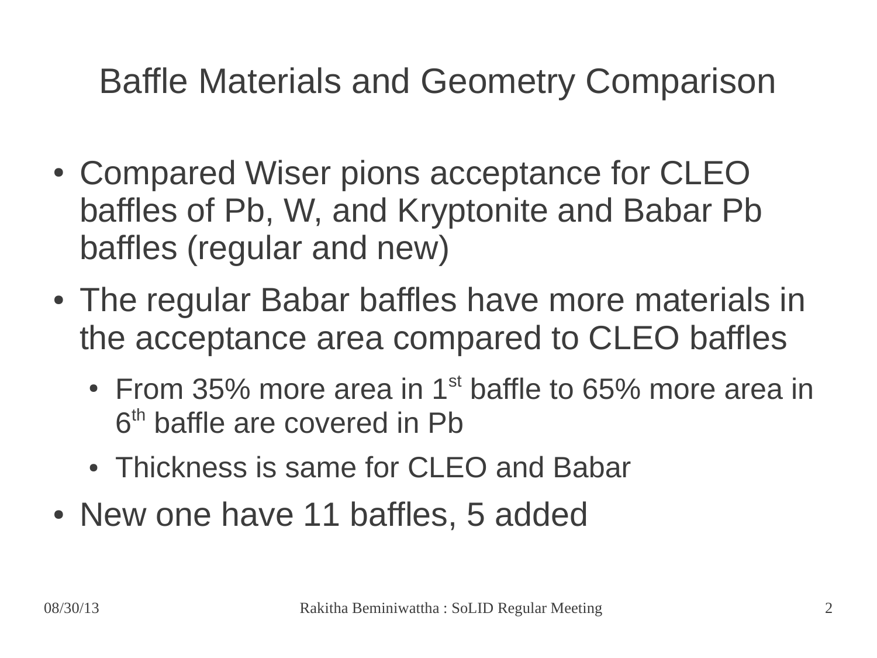# Baffle Materials and Geometry Comparison

- Compared Wiser pions acceptance for CLEO baffles of Pb, W, and Kryptonite and Babar Pb baffles (regular and new)
- The regular Babar baffles have more materials in the acceptance area compared to CLEO baffles
  - From 35% more area in 1st baffle to 65% more area in 6th baffle are covered in Pb
  - Thickness is same for CLEO and Babar
- New one have 11 baffles, 5 added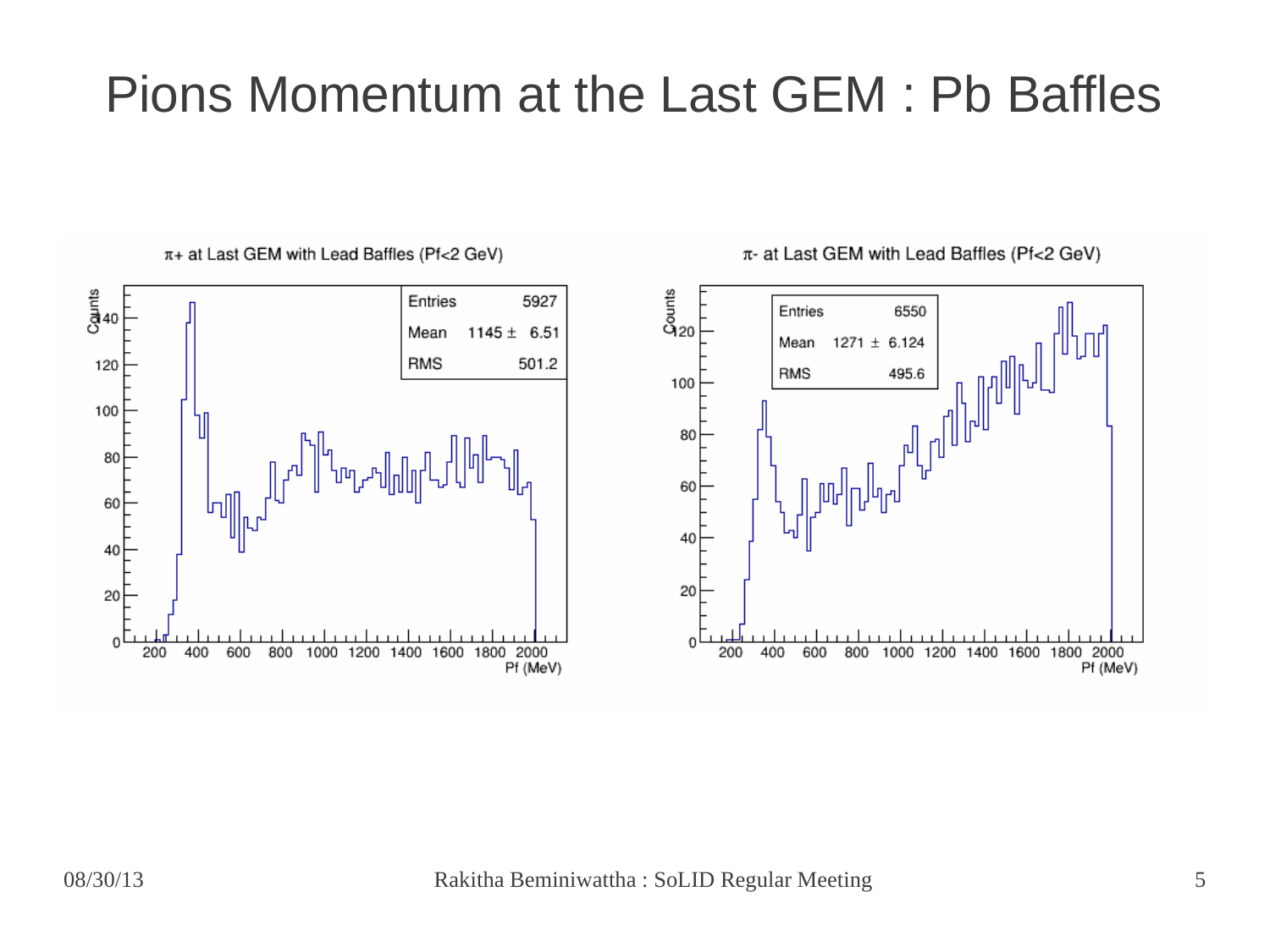# Pions Momentum at the Last GEM : Pb Baffles

$\pi$+ at Last GEM with Lead Baffles (Pf<2 GeV)

| Entries | 5927 |
|---|---|
| Mean | 1145 ± 6.51 |
| RMS | 501.2 |

$\pi$- at Last GEM with Lead Baffles (Pf<2 GeV)

| Entries | 6550 |
|---|---|
| Mean | 1271 ± 6.124 |
| RMS | 495.6 |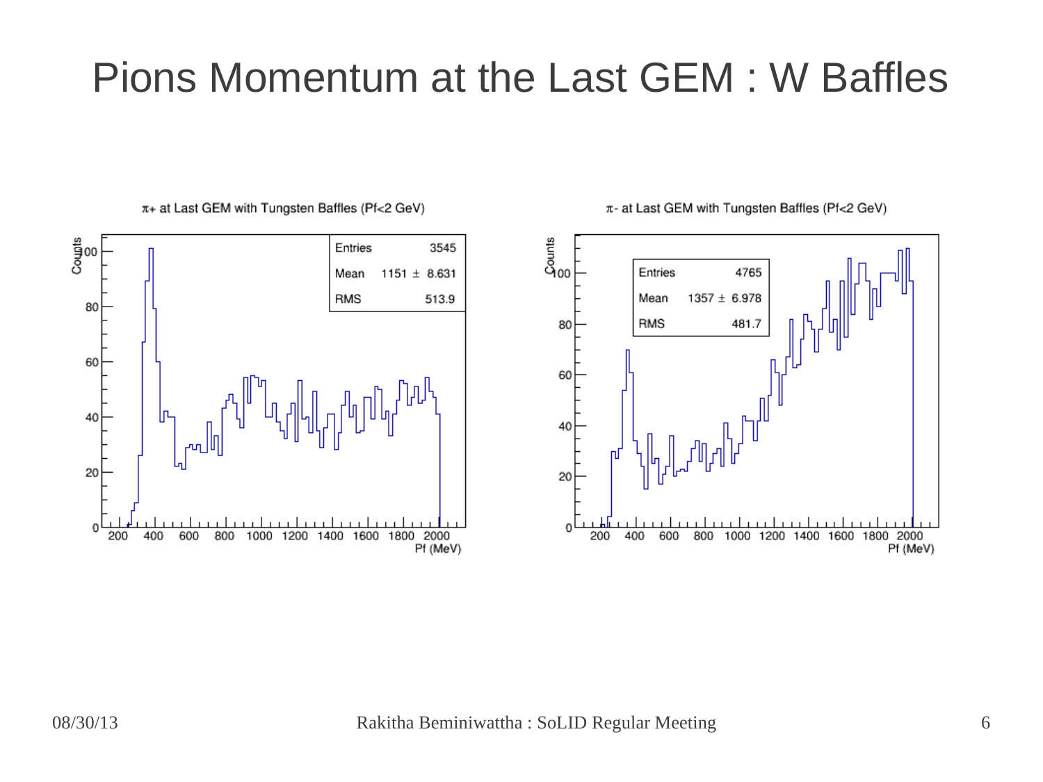# Pions Momentum at the Last GEM : W Baffles

$\pi$+ at Last GEM with Tungsten Baffles (Pf<2 GeV)

| Entries | 3545 |
| --- | --- |
| Mean | 1151 ± 8.631 |
| RMS | 513.9 |

$\pi$- at Last GEM with Tungsten Baffles (Pf<2 GeV)

| Entries | 4765 |
| --- | --- |
| Mean | 1357 ± 6.978 |
| RMS | 481.7 |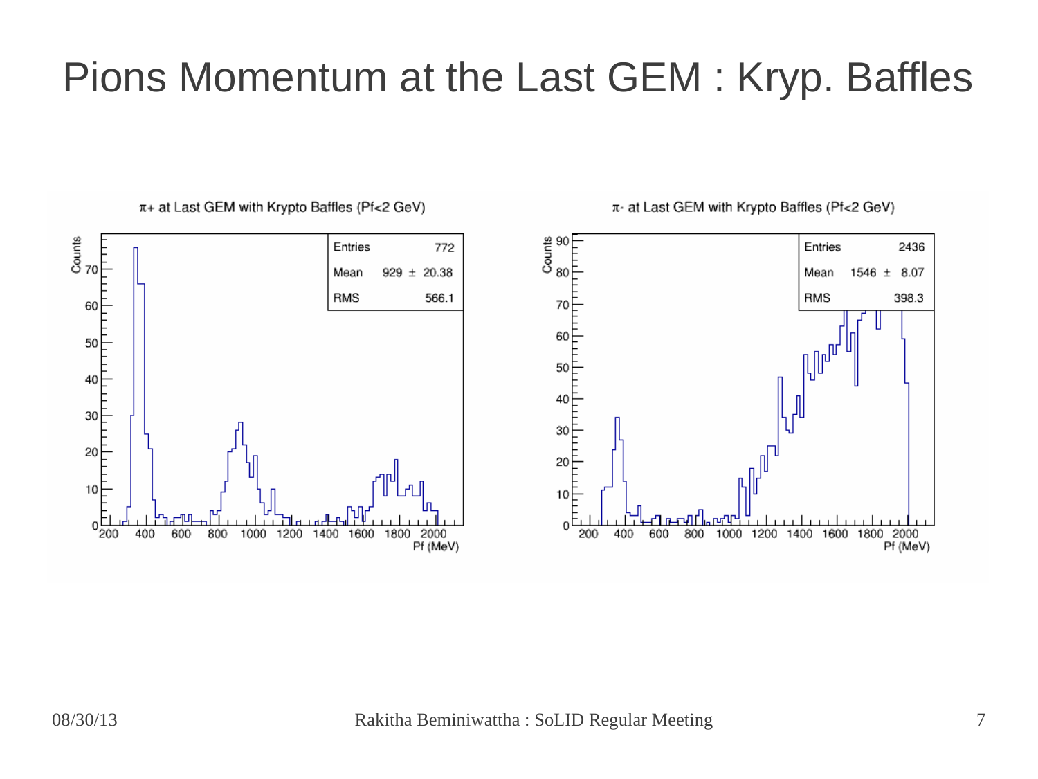# Pions Momentum at the Last GEM : Kryp. Baffles

$\pi$+ at Last GEM with Krypto Baffles (Pf<2 GeV)

| Entries | 772 |
|---|---|
| Mean | 929 ± 20.38 |
| RMS | 566.1 |

$\pi$- at Last GEM with Krypto Baffles (Pf<2 GeV)

| Entries | 2436 |
|---|---|
| Mean | 1546 ± 8.07 |
| RMS | 398.3 |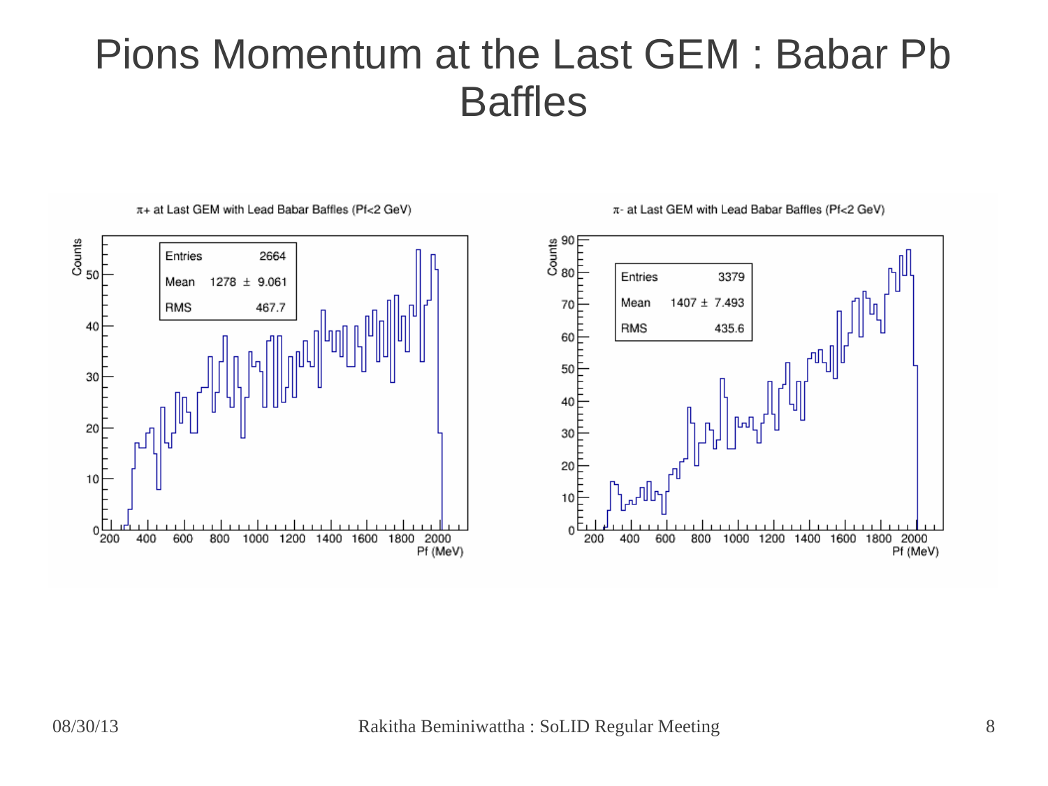# Pions Momentum at the Last GEM : Babar Pb Baffles

$\pi+$ at Last GEM with Lead Babar Baffles (Pf<2 GeV)

| Entries | 2664 |
| --- | --- |
| Mean | 1278 ± 9.061 |
| RMS | 467.7 |

$\pi-$ at Last GEM with Lead Babar Baffles (Pf<2 GeV)

| Entries | 3379 |
| --- | --- |
| Mean | 1407 ± 7.493 |
| RMS | 435.6 |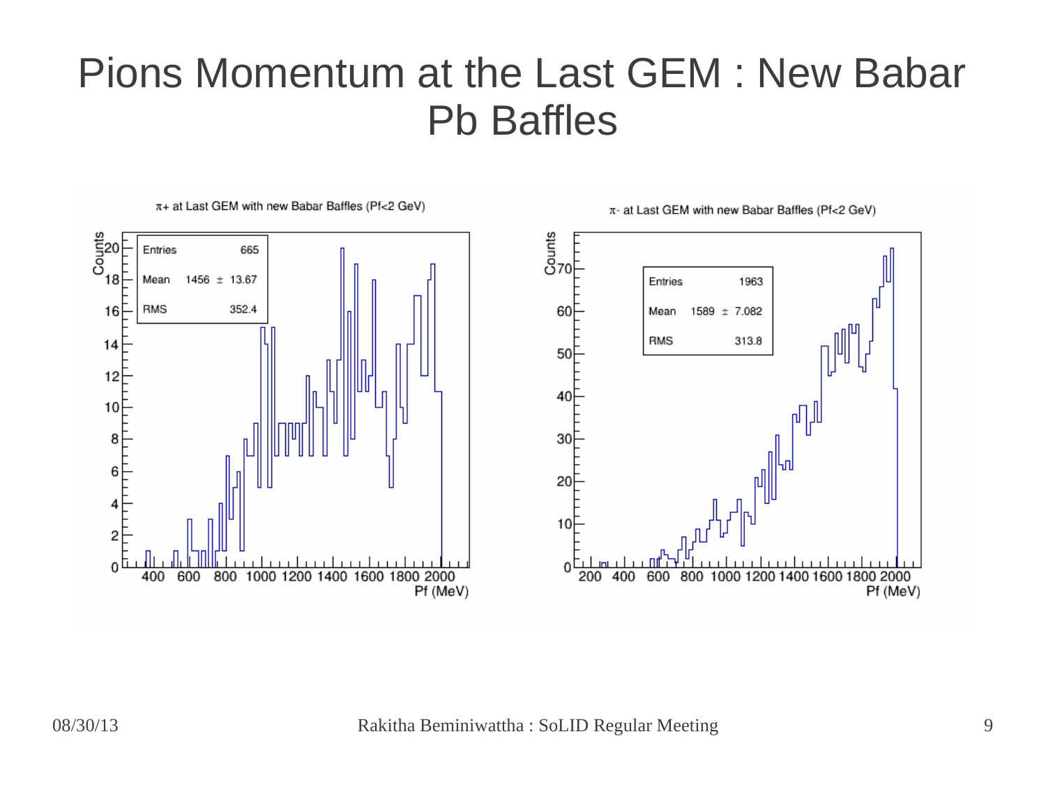# Pions Momentum at the Last GEM : New Babar Pb Baffles

$\pi$+ at Last GEM with new Babar Baffles (Pf<2 GeV)

| Entries | 665 |
| --- | --- |
| Mean | 1456 ± 13.67 |
| RMS | 352.4 |

$\pi$- at Last GEM with new Babar Baffles (Pf<2 GeV)

| Entries | 1963 |
| --- | --- |
| Mean | 1589 ± 7.082 |
| RMS | 313.8 |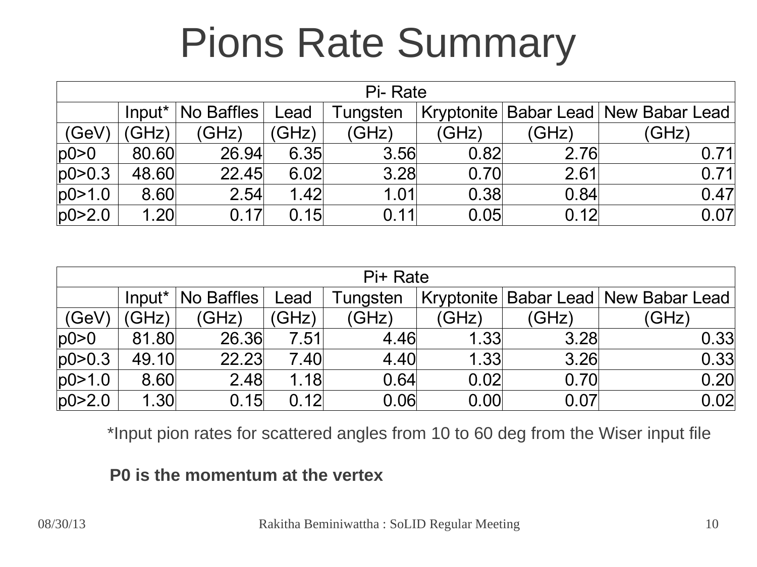# Pions Rate Summary

| Pi- Rate | | | | | | | |
|---|---|---|---|---|---|---|---|
| | Input* | No Baffles | Lead | Tungsten | Kryptonite | Babar Lead | New Babar Lead |
| (GeV) | (GHz) | (GHz) | (GHz) | (GHz) | (GHz) | (GHz) | (GHz) |
| p0>0 | 80.60 | 26.94 | 6.35 | 3.56 | 0.82 | 2.76 | 0.71 |
| p0>0.3 | 48.60 | 22.45 | 6.02 | 3.28 | 0.70 | 2.61 | 0.71 |
| p0>1.0 | 8.60 | 2.54 | 1.42 | 1.01 | 0.38 | 0.84 | 0.47 |
| p0>2.0 | 1.20 | 0.17 | 0.15 | 0.11 | 0.05 | 0.12 | 0.07 |

| Pi+ Rate | | | | | | | |
|---|---|---|---|---|---|---|---|
| | Input* | No Baffles | Lead | Tungsten | Kryptonite | Babar Lead | New Babar Lead |
| (GeV) | (GHz) | (GHz) | (GHz) | (GHz) | (GHz) | (GHz) | (GHz) |
| p0>0 | 81.80 | 26.36 | 7.51 | 4.46 | 1.33 | 3.28 | 0.33 |
| p0>0.3 | 49.10 | 22.23 | 7.40 | 4.40 | 1.33 | 3.26 | 0.33 |
| p0>1.0 | 8.60 | 2.48 | 1.18 | 0.64 | 0.02 | 0.70 | 0.20 |
| p0>2.0 | 1.30 | 0.15 | 0.12 | 0.06 | 0.00 | 0.07 | 0.02 |

*Input pion rates for scattered angles from 10 to 60 deg from the Wiser input file

**P0 is the momentum at the vertex**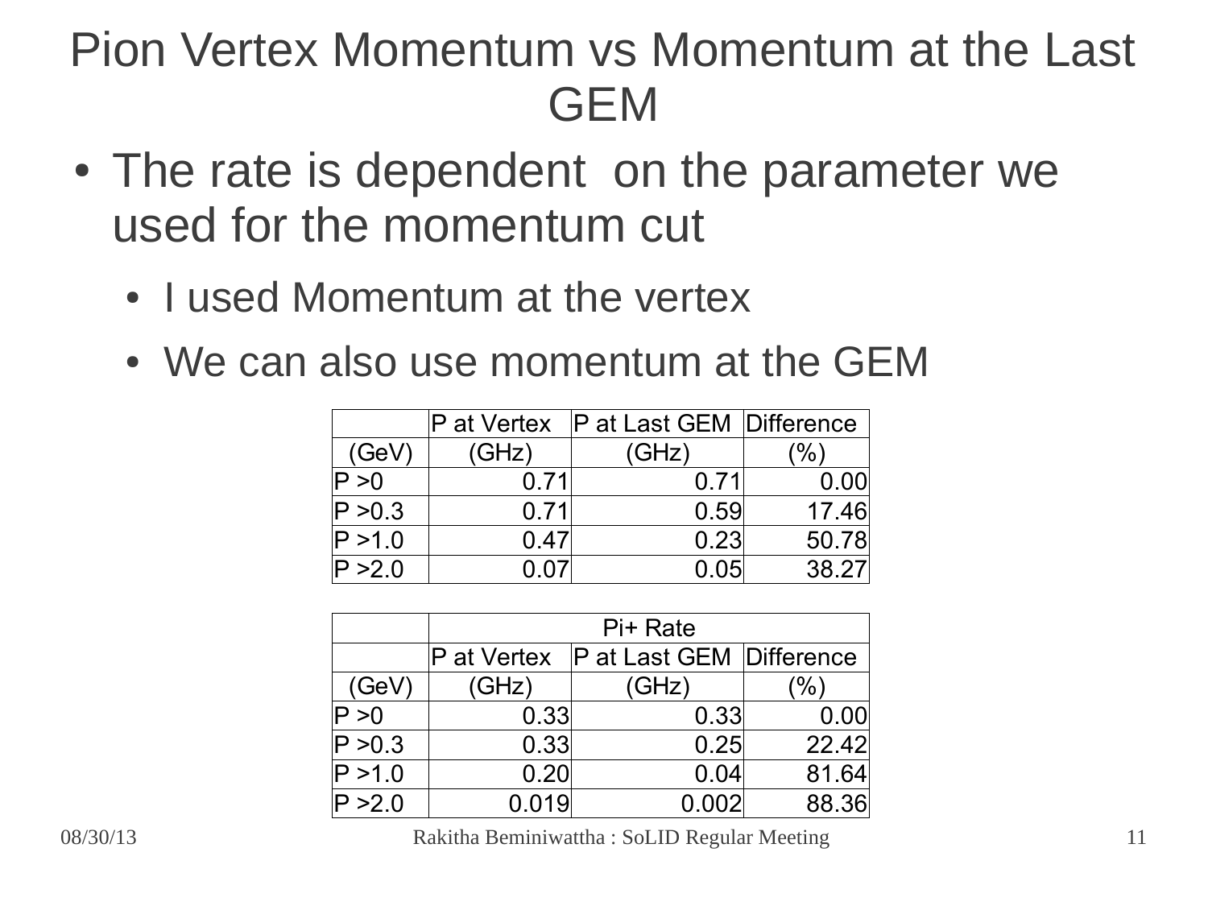# Pion Vertex Momentum vs Momentum at the Last GEM

- The rate is dependent on the parameter we used for the momentum cut
  - I used Momentum at the vertex
  - We can also use momentum at the GEM

|  | P at Vertex | P at Last GEM | Difference |
|---|---|---|---|
| (GeV) | (GHz) | (GHz) | (%) |
| P >0 | 0.71 | 0.71 | 0.00 |
| P >0.3 | 0.71 | 0.59 | 17.46 |
| P >1.0 | 0.47 | 0.23 | 50.78 |
| P >2.0 | 0.07 | 0.05 | 38.27 |

|  | Pi+ Rate | | |
|---|---|---|---|
|  | P at Vertex | P at Last GEM | Difference |
| (GeV) | (GHz) | (GHz) | (%) |
| P >0 | 0.33 | 0.33 | 0.00 |
| P >0.3 | 0.33 | 0.25 | 22.42 |
| P >1.0 | 0.20 | 0.04 | 81.64 |
| P >2.0 | 0.019 | 0.002 | 88.36 |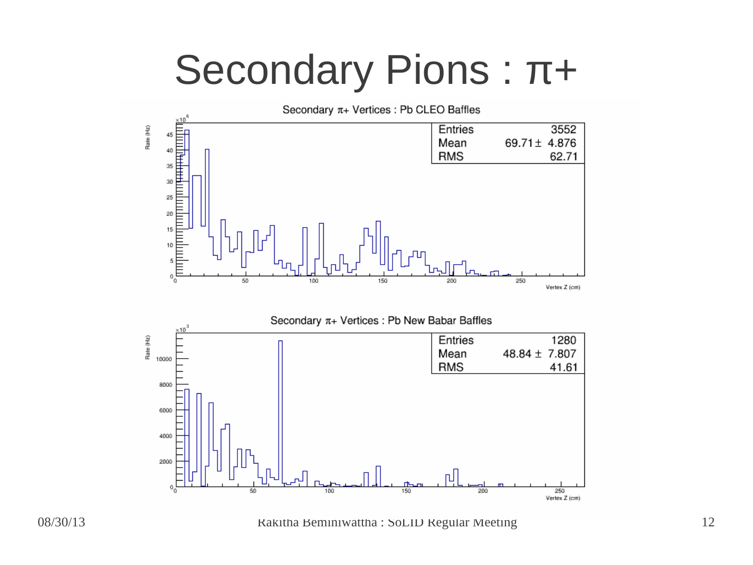# Secondary Pions : $\pi$+

Secondary $\pi$+ Vertices : Pb CLEO Baffles

| Entries | 3552 |
| --- | --- |
| Mean | 69.71 ± 4.876 |
| RMS | 62.71 |

Secondary $\pi$+ Vertices : Pb New Babar Baffles

| Entries | 1280 |
| --- | --- |
| Mean | 48.84 ± 7.807 |
| RMS | 41.61 |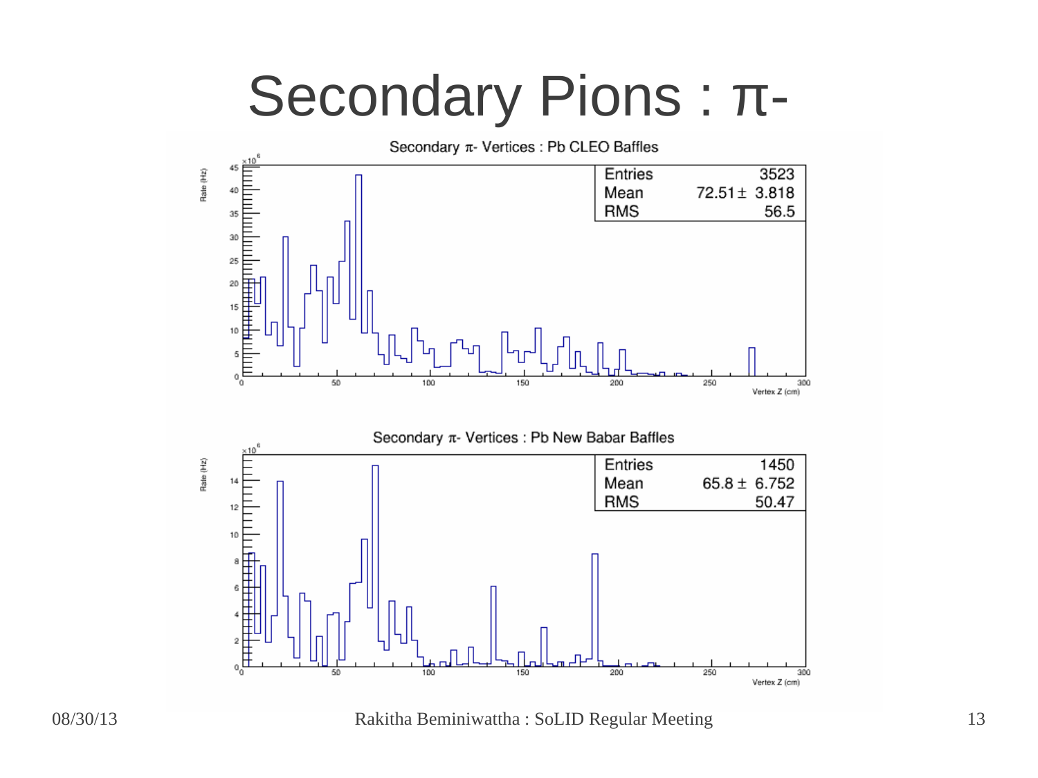# Secondary Pions : π-

Secondary π- Vertices : Pb CLEO Baffles

| Entries | 3523 |
|---|---|
| Mean | 72.51 ± 3.818 |
| RMS | 56.5 |

Secondary π- Vertices : Pb New Babar Baffles

| Entries | 1450 |
|---|---|
| Mean | 65.8 ± 6.752 |
| RMS | 50.47 |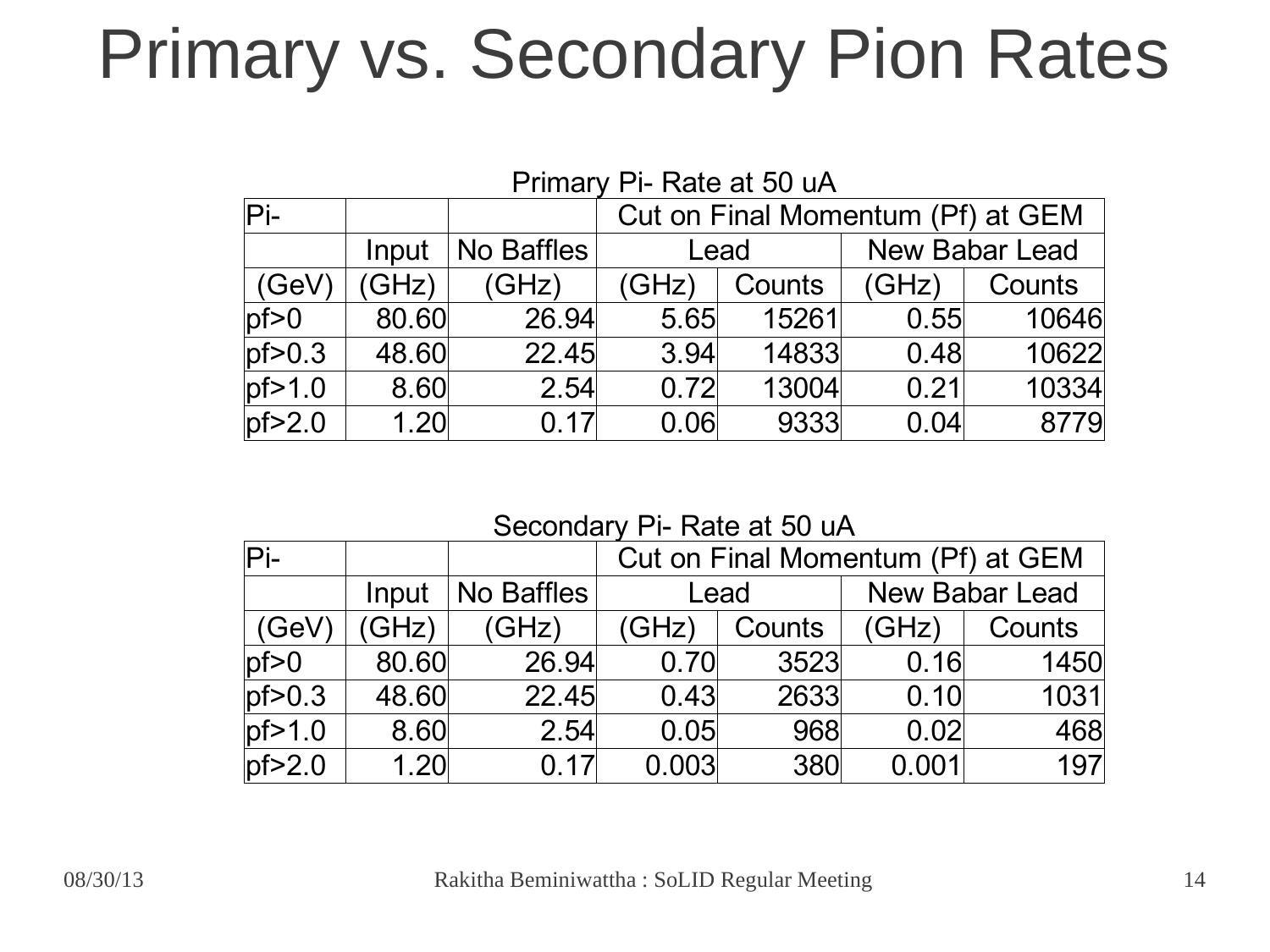# Primary vs. Secondary Pion Rates

Primary Pi- Rate at 50 uA

| Pi- | | | Cut on Final Momentum (Pf) at GEM | | | |
|---|---|---|---|---|---|---|
| | Input | No Baffles | Lead | | New Babar Lead | |
| (GeV) | (GHz) | (GHz) | (GHz) | Counts | (GHz) | Counts |
| pf>0 | 80.60 | 26.94 | 5.65 | 15261 | 0.55 | 10646 |
| pf>0.3 | 48.60 | 22.45 | 3.94 | 14833 | 0.48 | 10622 |
| pf>1.0 | 8.60 | 2.54 | 0.72 | 13004 | 0.21 | 10334 |
| pf>2.0 | 1.20 | 0.17 | 0.06 | 9333 | 0.04 | 8779 |

Secondary Pi- Rate at 50 uA

| Pi- | | | Cut on Final Momentum (Pf) at GEM | | | |
|---|---|---|---|---|---|---|
| | Input | No Baffles | Lead | | New Babar Lead | |
| (GeV) | (GHz) | (GHz) | (GHz) | Counts | (GHz) | Counts |
| pf>0 | 80.60 | 26.94 | 0.70 | 3523 | 0.16 | 1450 |
| pf>0.3 | 48.60 | 22.45 | 0.43 | 2633 | 0.10 | 1031 |
| pf>1.0 | 8.60 | 2.54 | 0.05 | 968 | 0.02 | 468 |
| pf>2.0 | 1.20 | 0.17 | 0.003 | 380 | 0.001 | 197 |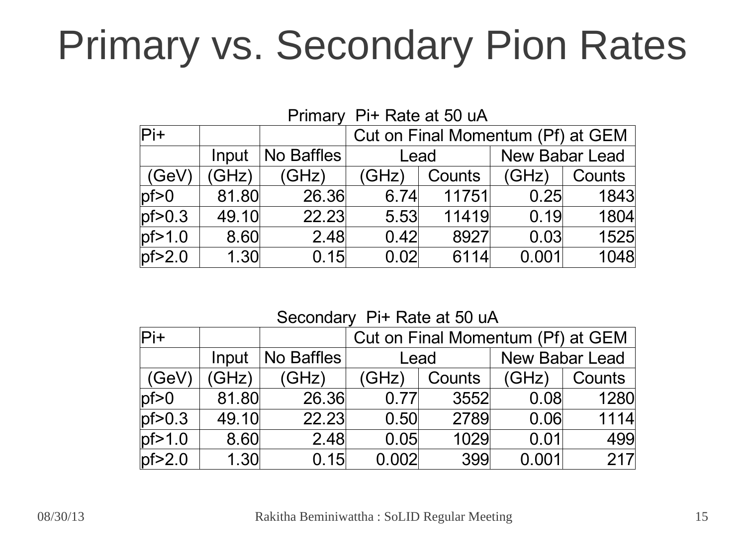# Primary vs. Secondary Pion Rates

Primary Pi+ Rate at 50 uA

| Pi+ | | | Cut on Final Momentum (Pf) at GEM | | | |
|---|---|---|---|---|---|---|
| | Input | No Baffles | Lead | | New Babar Lead | |
| (GeV) | (GHz) | (GHz) | (GHz) | Counts | (GHz) | Counts |
| pf>0 | 81.80 | 26.36 | 6.74 | 11751 | 0.25 | 1843 |
| pf>0.3 | 49.10 | 22.23 | 5.53 | 11419 | 0.19 | 1804 |
| pf>1.0 | 8.60 | 2.48 | 0.42 | 8927 | 0.03 | 1525 |
| pf>2.0 | 1.30 | 0.15 | 0.02 | 6114 | 0.001 | 1048 |

Secondary Pi+ Rate at 50 uA

| Pi+ | | | Cut on Final Momentum (Pf) at GEM | | | |
|---|---|---|---|---|---|---|
| | Input | No Baffles | Lead | | New Babar Lead | |
| (GeV) | (GHz) | (GHz) | (GHz) | Counts | (GHz) | Counts |
| pf>0 | 81.80 | 26.36 | 0.77 | 3552 | 0.08 | 1280 |
| pf>0.3 | 49.10 | 22.23 | 0.50 | 2789 | 0.06 | 1114 |
| pf>1.0 | 8.60 | 2.48 | 0.05 | 1029 | 0.01 | 499 |
| pf>2.0 | 1.30 | 0.15 | 0.002 | 399 | 0.001 | 217 |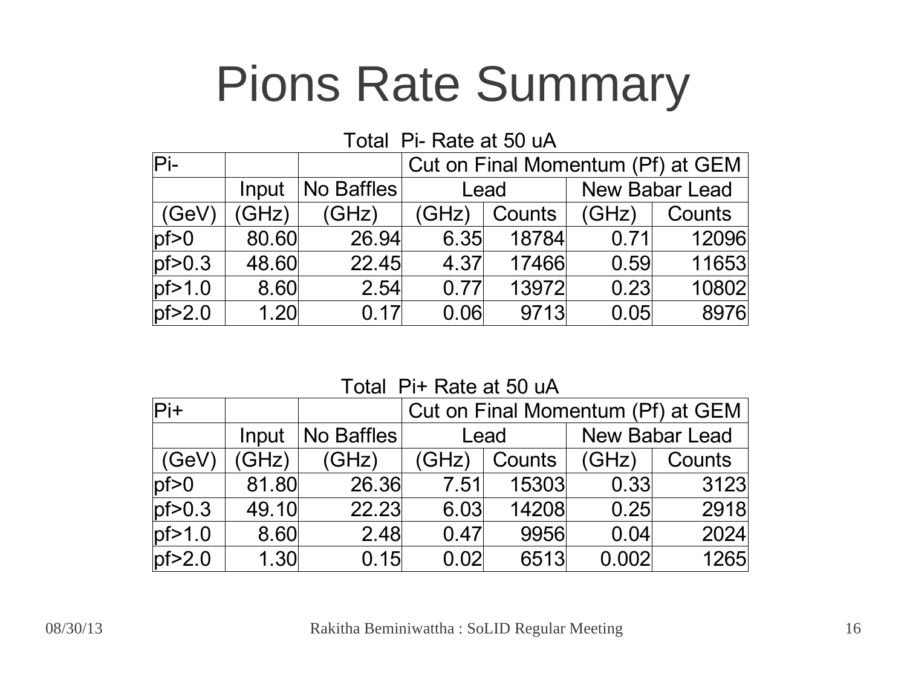# Pions Rate Summary

Total Pi- Rate at 50 uA

| Pi- | | | Cut on Final Momentum (Pf) at GEM | | | |
|---|---|---|---|---|---|---|
| | Input | No Baffles | Lead | | New Babar Lead | |
| (GeV) | (GHz) | (GHz) | (GHz) | Counts | (GHz) | Counts |
| pf>0 | 80.60 | 26.94 | 6.35 | 18784 | 0.71 | 12096 |
| pf>0.3 | 48.60 | 22.45 | 4.37 | 17466 | 0.59 | 11653 |
| pf>1.0 | 8.60 | 2.54 | 0.77 | 13972 | 0.23 | 10802 |
| pf>2.0 | 1.20 | 0.17 | 0.06 | 9713 | 0.05 | 8976 |

Total Pi+ Rate at 50 uA

| Pi+ | | | Cut on Final Momentum (Pf) at GEM | | | |
|---|---|---|---|---|---|---|
| | Input | No Baffles | Lead | | New Babar Lead | |
| (GeV) | (GHz) | (GHz) | (GHz) | Counts | (GHz) | Counts |
| pf>0 | 81.80 | 26.36 | 7.51 | 15303 | 0.33 | 3123 |
| pf>0.3 | 49.10 | 22.23 | 6.03 | 14208 | 0.25 | 2918 |
| pf>1.0 | 8.60 | 2.48 | 0.47 | 9956 | 0.04 | 2024 |
| pf>2.0 | 1.30 | 0.15 | 0.02 | 6513 | 0.002 | 1265 |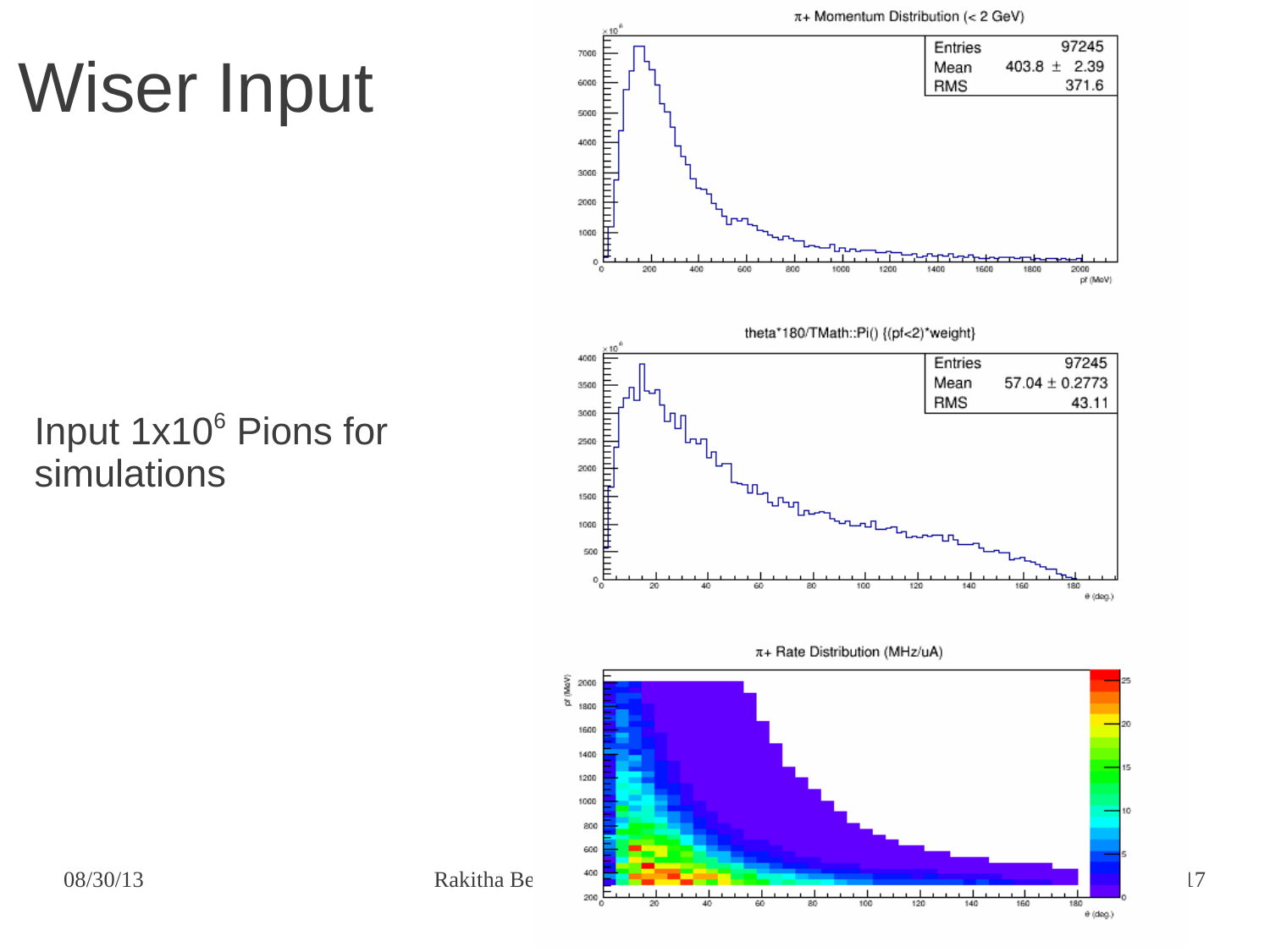# Wiser Input

Input $1 \times 10^6$ Pions for simulations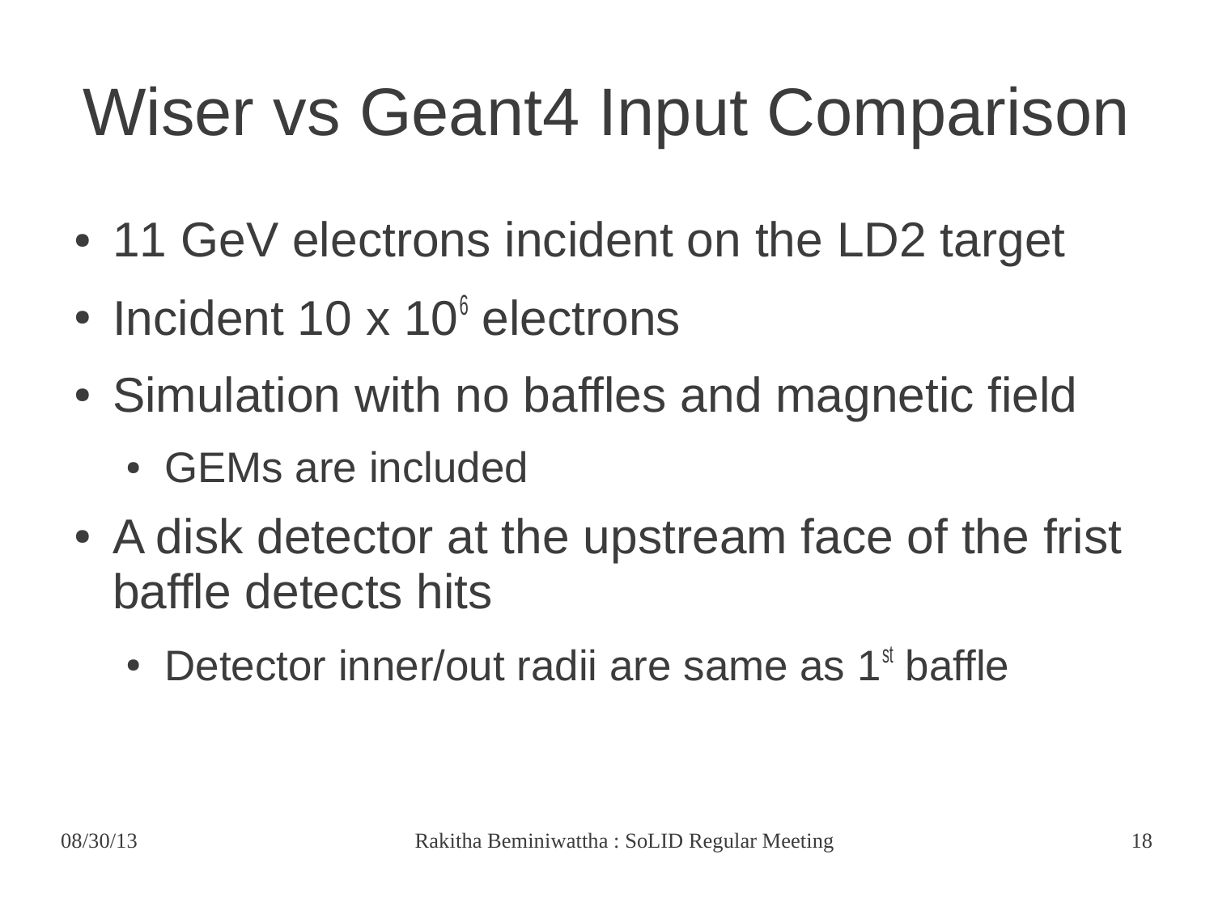# Wiser vs Geant4 Input Comparison

- 11 GeV electrons incident on the LD2 target
- Incident 10 x $10^6$ electrons
- Simulation with no baffles and magnetic field
  - GEMs are included
- A disk detector at the upstream face of the frist baffle detects hits
  - Detector inner/out radii are same as 1$^{st}$ baffle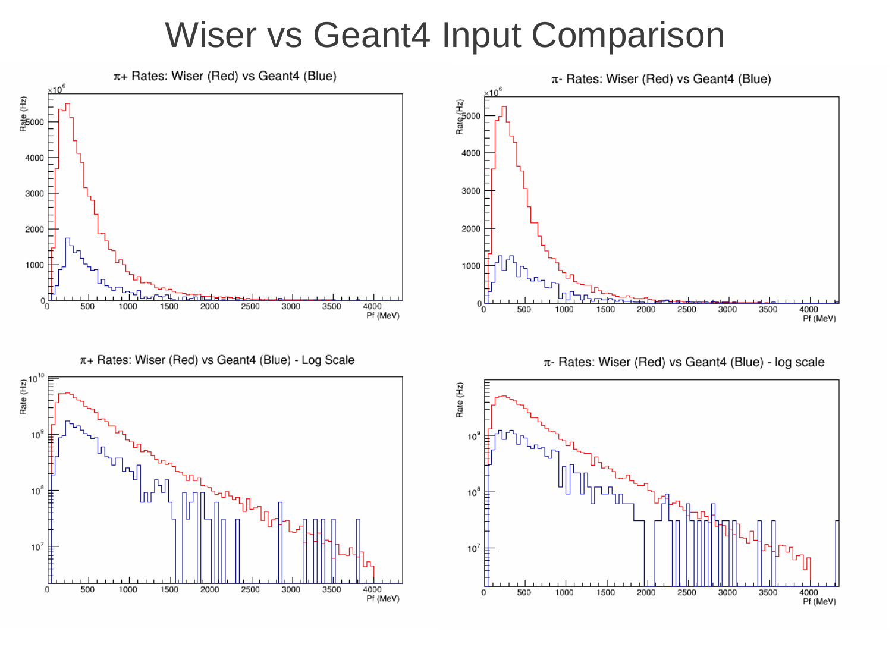# Wiser vs Geant4 Input Comparison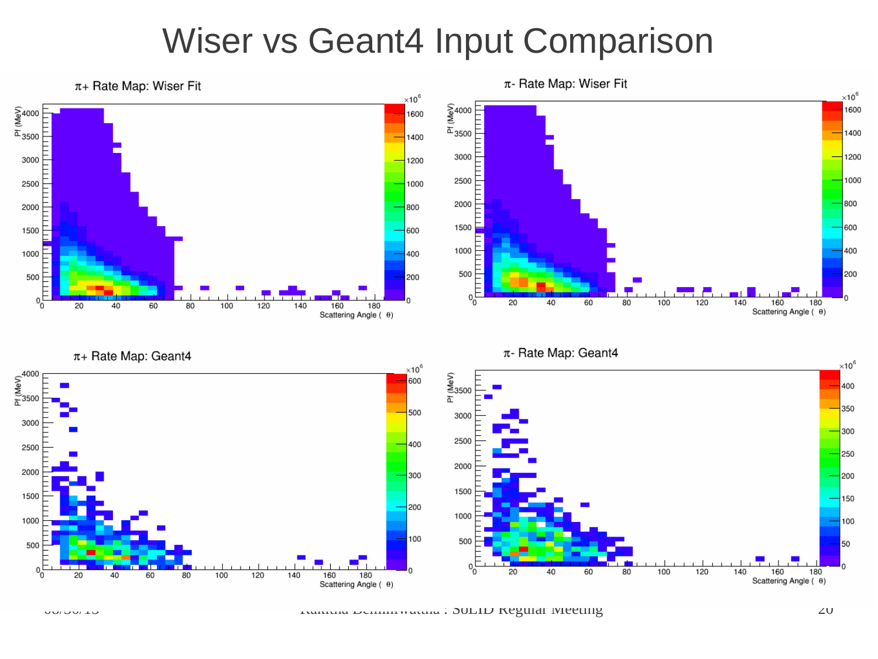# Wiser vs Geant4 Input Comparison

$\pi$+ Rate Map: Wiser Fit

$\pi$- Rate Map: Wiser Fit

$\pi$+ Rate Map: Geant4

$\pi$- Rate Map: Geant4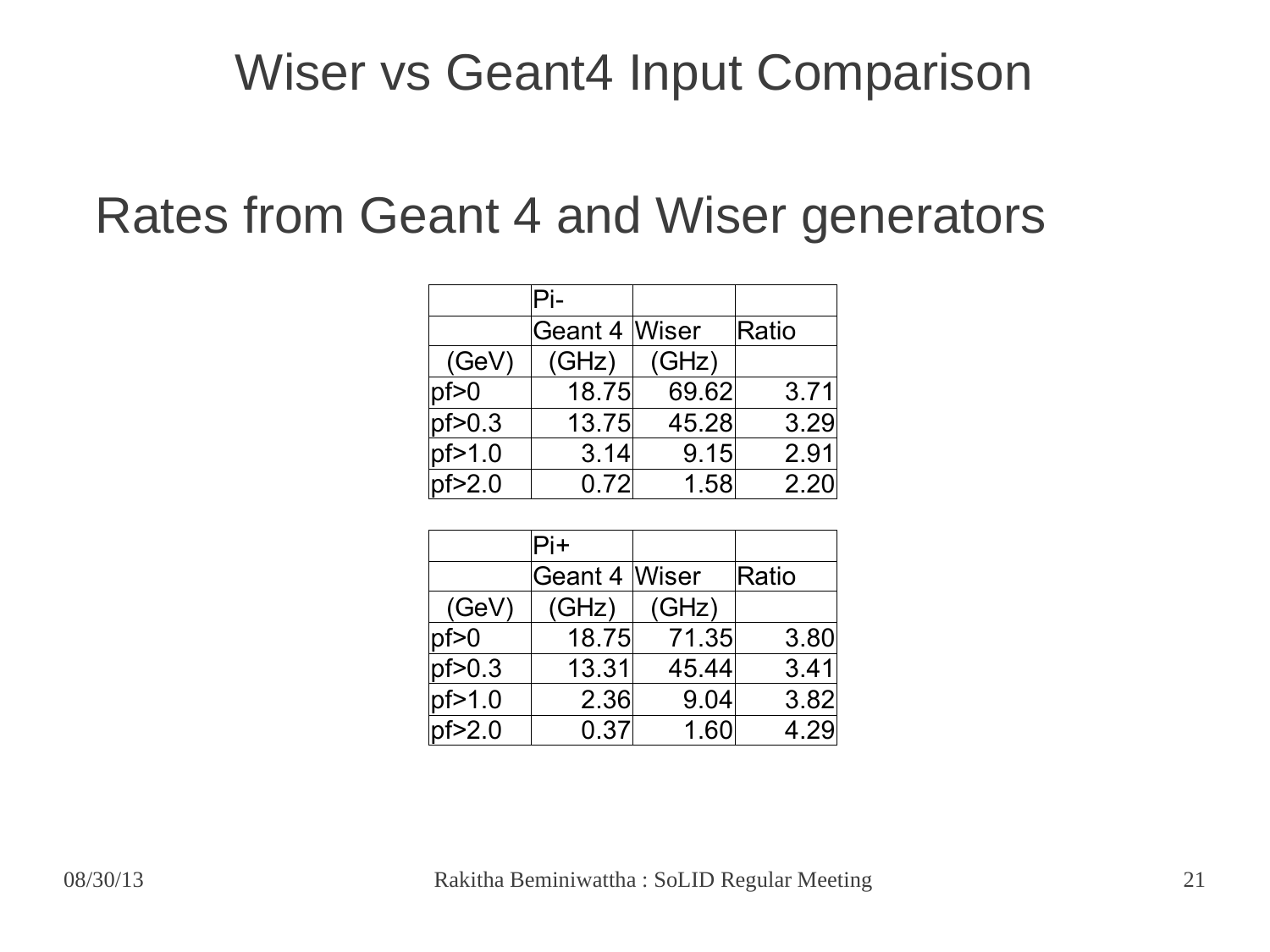# Wiser vs Geant4 Input Comparison

## Rates from Geant 4 and Wiser generators

| | Pi- | | |
|---|---|---|---|
| | Geant 4 | Wiser | Ratio |
| (GeV) | (GHz) | (GHz) | |
| pf>0 | 18.75 | 69.62 | 3.71 |
| pf>0.3 | 13.75 | 45.28 | 3.29 |
| pf>1.0 | 3.14 | 9.15 | 2.91 |
| pf>2.0 | 0.72 | 1.58 | 2.20 |

| | Pi+ | | |
|---|---|---|---|
| | Geant 4 | Wiser | Ratio |
| (GeV) | (GHz) | (GHz) | |
| pf>0 | 18.75 | 71.35 | 3.80 |
| pf>0.3 | 13.31 | 45.44 | 3.41 |
| pf>1.0 | 2.36 | 9.04 | 3.82 |
| pf>2.0 | 0.37 | 1.60 | 4.29 |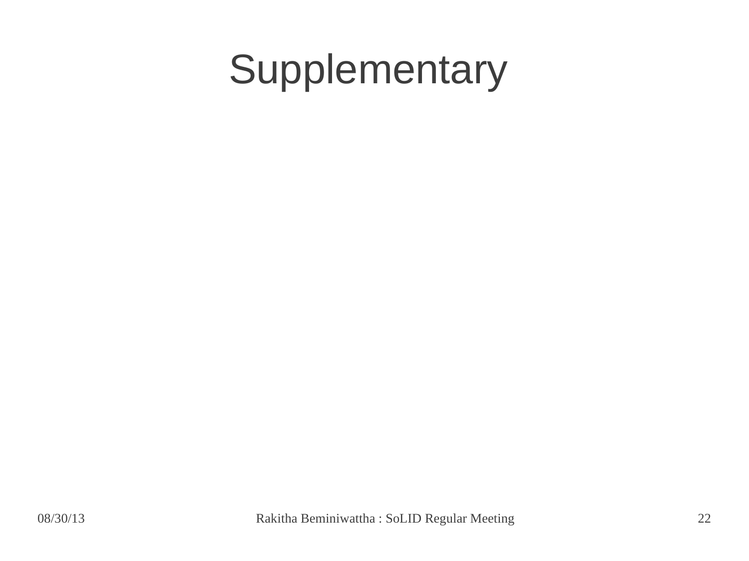# Supplementary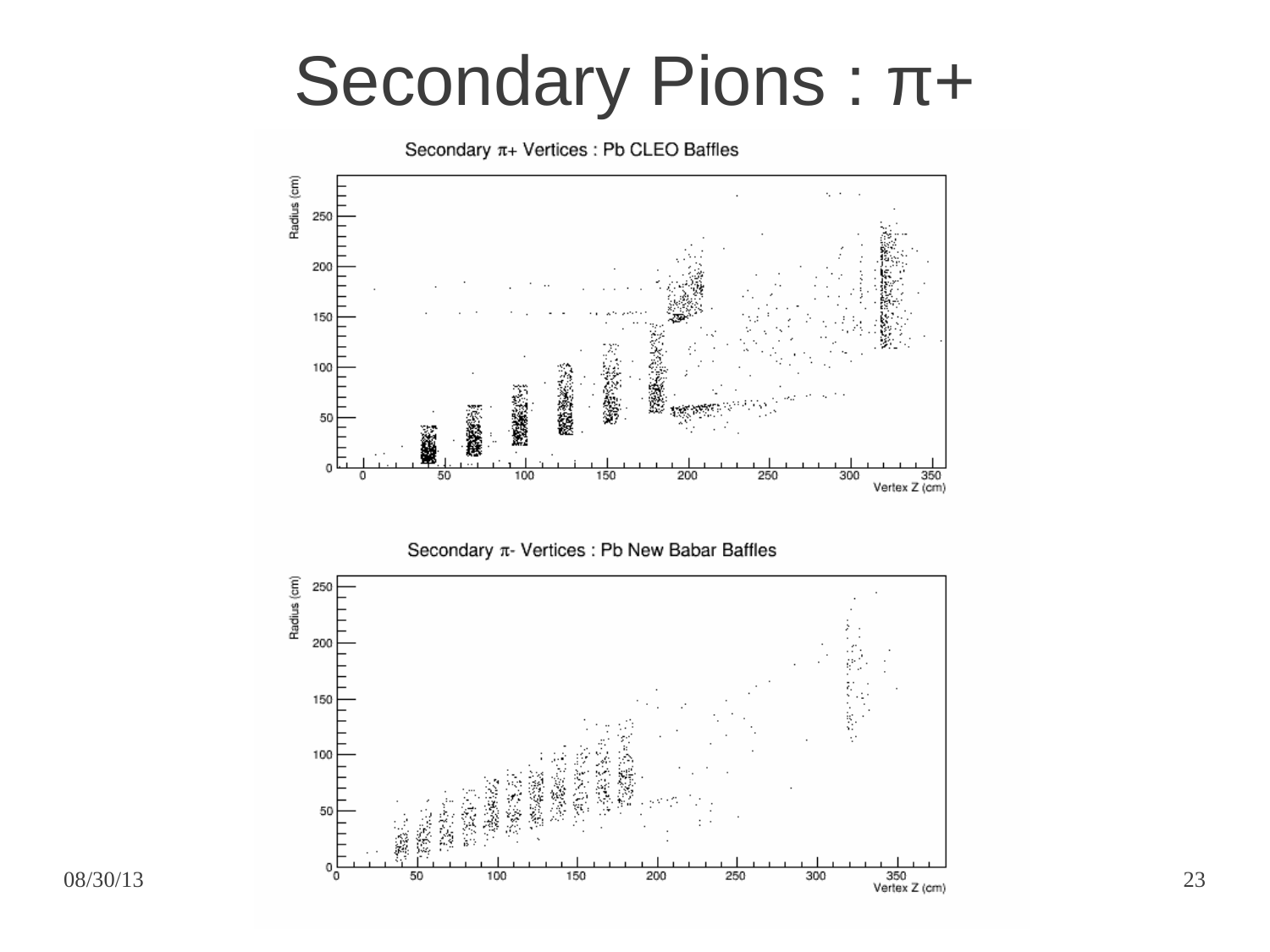# Secondary Pions : π+

Secondary π+ Vertices : Pb CLEO Baffles

Secondary π- Vertices : Pb New Babar Baffles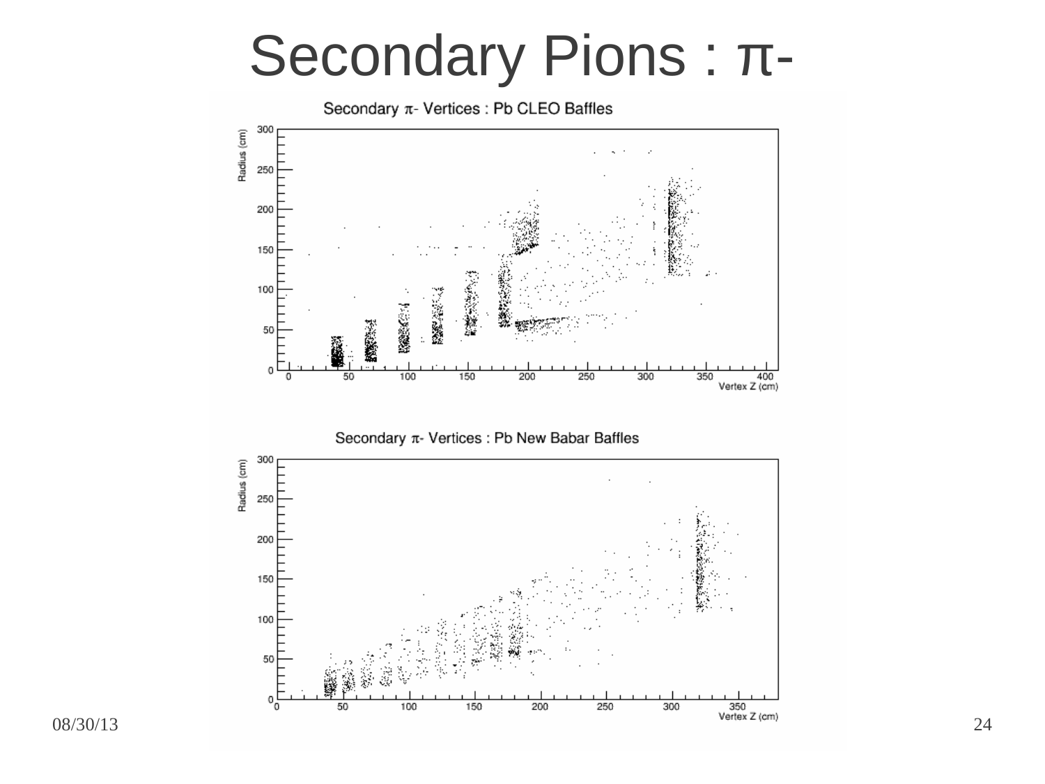# Secondary Pions : π-

Secondary π- Vertices : Pb CLEO Baffles

Secondary π- Vertices : Pb New Babar Baffles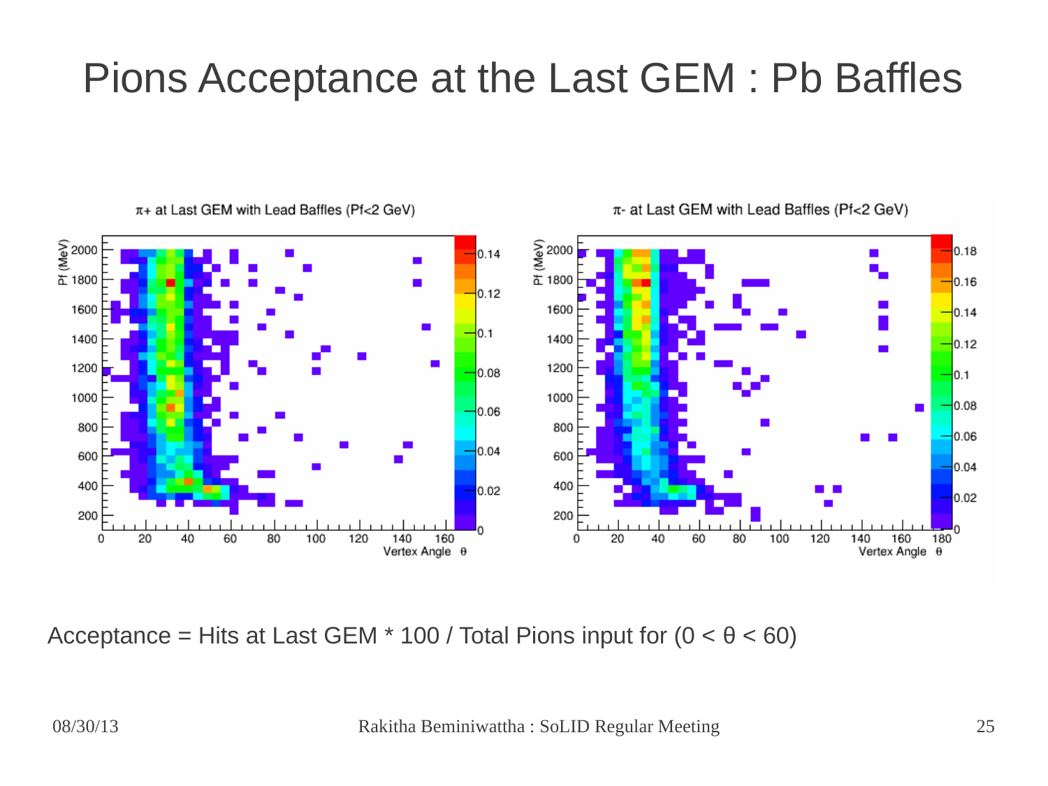# Pions Acceptance at the Last GEM : Pb Baffles

Acceptance = Hits at Last GEM * 100 / Total Pions input for ($0 < \theta < 60$)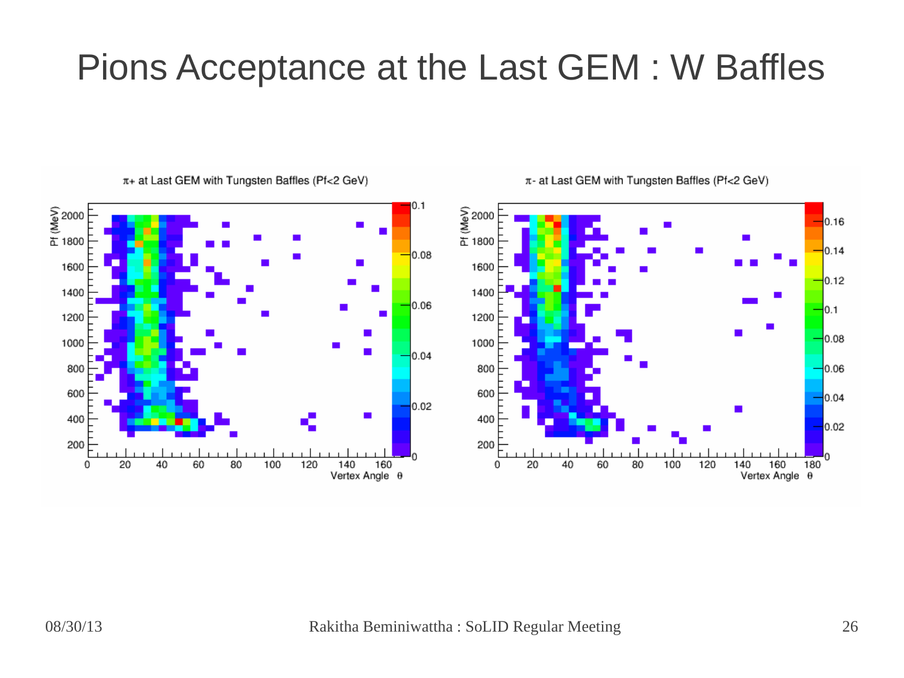# Pions Acceptance at the Last GEM : W Baffles

$\pi$+ at Last GEM with Tungsten Baffles (Pf<2 GeV)

$\pi$- at Last GEM with Tungsten Baffles (Pf<2 GeV)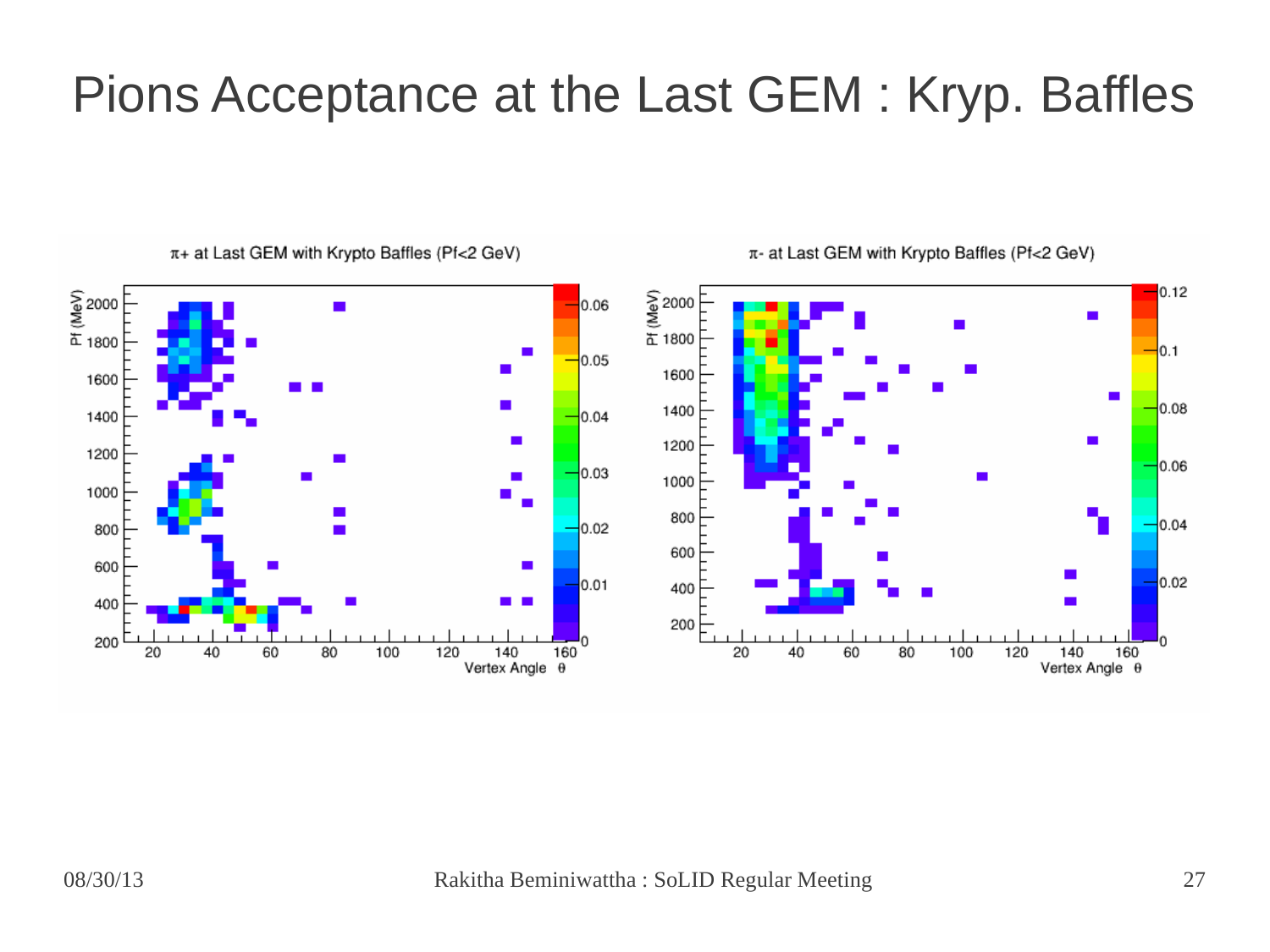# Pions Acceptance at the Last GEM : Kryp. Baffles

$\pi$+ at Last GEM with Krypto Baffles (Pf<2 GeV)

$\pi$- at Last GEM with Krypto Baffles (Pf<2 GeV)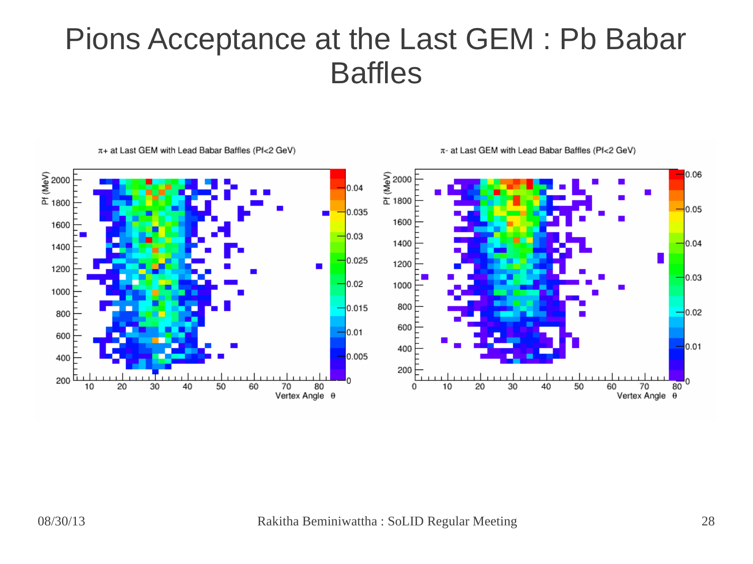# Pions Acceptance at the Last GEM : Pb Babar Baffles

$\pi$+ at Last GEM with Lead Babar Baffles (Pf<2 GeV)

$\pi$- at Last GEM with Lead Babar Baffles (Pf<2 GeV)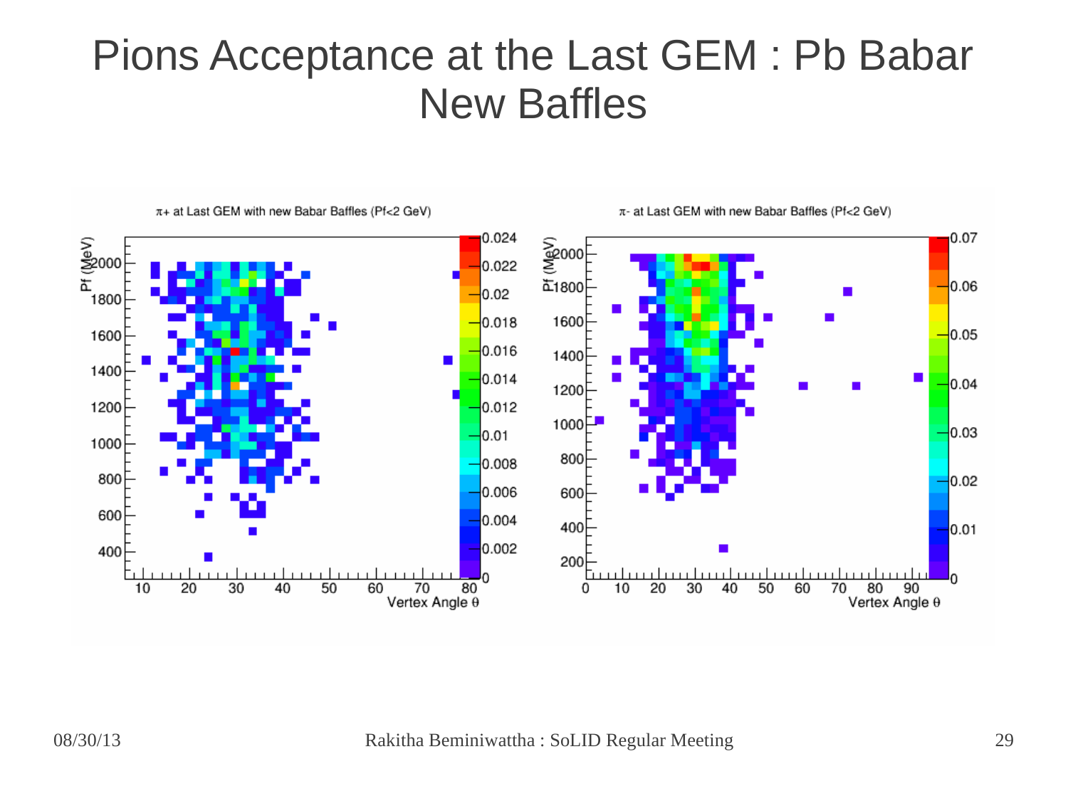# Pions Acceptance at the Last GEM : Pb Babar New Baffles

$\pi$+ at Last GEM with new Babar Baffles (Pf<2 GeV)

$\pi$- at Last GEM with new Babar Baffles (Pf<2 GeV)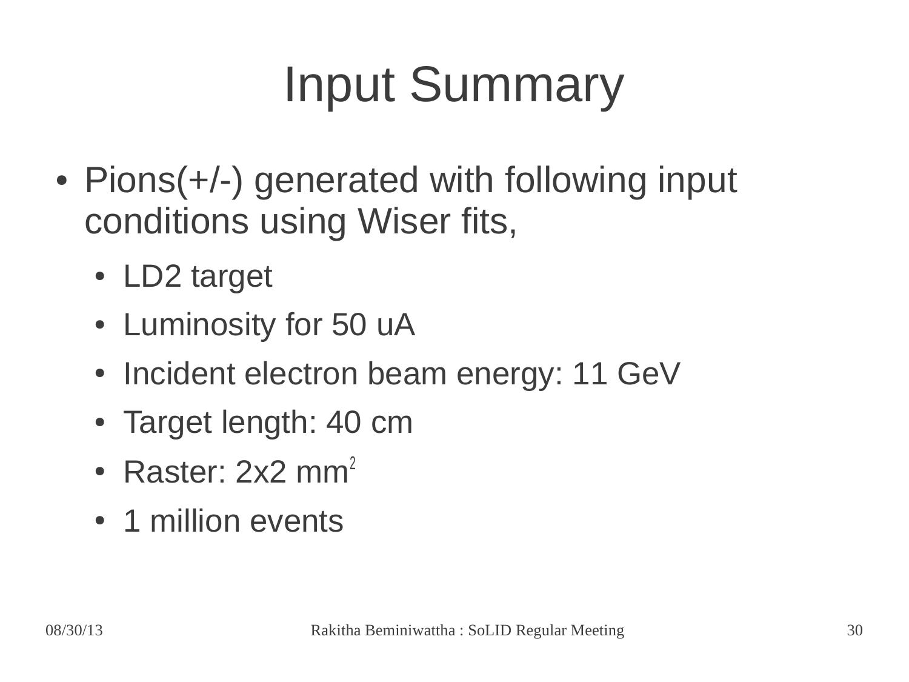# Input Summary

- Pions(+/-) generated with following input conditions using Wiser fits,
  - LD2 target
  - Luminosity for 50 uA
  - Incident electron beam energy: 11 GeV
  - Target length: 40 cm
  - Raster: 2x2 $mm^2$
  - 1 million events